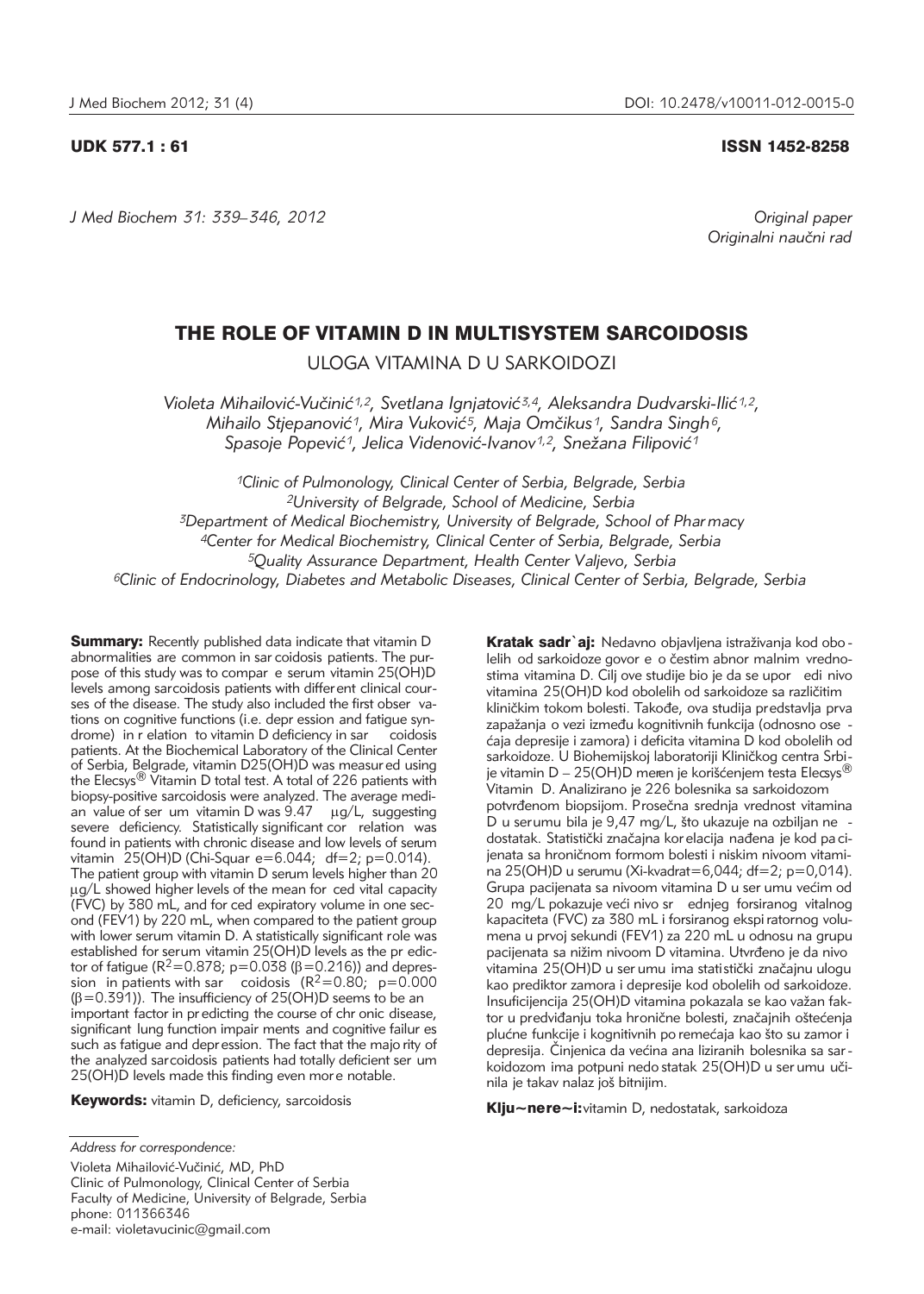UDK 577.1 : 61

ISSN 1452-8258

*J Med Biochem 31: 339–346, 2012*

*Original paper*
*Originalni naučni rad*

# THE ROLE OF VITAMIN D IN MULTISYSTEM SARCOIDOSIS

## ULOGA VITAMINA D U SARKOIDOZI

*Violeta Mihailović-Vučinić[1,2], Svetlana Ignjatović[3,4], Aleksandra Dudvarski-Ilić[1,2], Mihailo Stjepanović[1], Mira Vuković[5], Maja Omčikus[1], Sandra Singh[6], Spasoje Popević[1], Jelica Videnović-Ivanov[1,2], Snežana Filipović[1]*

*[1]Clinic of Pulmonology, Clinical Center of Serbia, Belgrade, Serbia*
*[2]University of Belgrade, School of Medicine, Serbia*
*[3]Department of Medical Biochemistry, University of Belgrade, School of Pharmacy*
*[4]Center for Medical Biochemistry, Clinical Center of Serbia, Belgrade, Serbia*
*[5]Quality Assurance Department, Health Center Valjevo, Serbia*
*[6]Clinic of Endocrinology, Diabetes and Metabolic Diseases, Clinical Center of Serbia, Belgrade, Serbia*

**Summary:** Recently published data indicate that vitamin D abnormalities are common in sarcoidosis patients. The purpose of this study was to compare serum vitamin 25(OH)D levels among sarcoidosis patients with different clinical courses of the disease. The study also included the first observations on cognitive functions (i.e. depression and fatigue syndrome) in relation to vitamin D deficiency in sarcoidosis patients. At the Biochemical Laboratory of the Clinical Center of Serbia, Belgrade, vitamin D25(OH)D was measured using the Elecsys® Vitamin D total test. A total of 226 patients with biopsy-positive sarcoidosis were analyzed. The average median value of serum vitamin D was 9.47 μg/L, suggesting severe deficiency. Statistically significant correlation was found in patients with chronic disease and low levels of serum vitamin 25(OH)D (Chi-Square=6.044; df=2; p=0.014). The patient group with vitamin D serum levels higher than 20 μg/L showed higher levels of the mean forced vital capacity (FVC) by 380 mL, and forced expiratory volume in one second (FEV1) by 220 mL, when compared to the patient group with lower serum vitamin D. A statistically significant role was established for serum vitamin 25(OH)D levels as the predictor of fatigue ($R^2=0.878$; $p=0.038$ ($\beta=0.216$)) and depression in patients with sarcoidosis ($R^2=0.80$; $p=0.000$ ($\beta=0.391$)). The insufficiency of 25(OH)D seems to be an important factor in predicting the course of chronic disease, significant lung function impairments and cognitive failures such as fatigue and depression. The fact that the majority of the analyzed sarcoidosis patients had totally deficient serum 25(OH)D levels made this finding even more notable.

**Keywords:** vitamin D, deficiency, sarcoidosis

**Kratak sadržaj:** Nedavno objavljena istraživanja kod obolelih od sarkoidoze govore o čestim abnormalnim vrednostima vitamina D. Cilj ove studije bio je da se uporedi nivo vitamina 25(OH)D kod obolelih od sarkoidoze sa različitim kliničkim tokom bolesti. Takođe, ova studija predstavlja prva zapažanja o vezi između kognitivnih funkcija (odnosno osećaja depresije i zamora) i deficita vitamina D kod obolelih od sarkoidoze. U Biohemijskoj laboratoriji Kliničkog centra Srbije vitamin D – 25(OH)D meren je korišćenjem testa Elecsys® Vitamin D. Analizirano je 226 bolesnika sa sarkoidozom potvrđenom biopsijom. Prosečna srednja vrednost vitamina D u serumu bila je 9,47 mg/L, što ukazuje na ozbiljan nedostatak. Statistički značajna korelacija nađena je kod pacijenata sa hroničnom formom bolesti i niskim nivoom vitamina 25(OH)D u serumu (Xi-kvadrat=6,044; df=2; p=0,014). Grupa pacijenata sa nivoom vitamina D u serumu većim od 20 mg/L pokazuje veći nivo srednjeg forsiranog vitalnog kapaciteta (FVC) za 380 mL i forsiranog ekspiratornog volumena u prvoj sekundi (FEV1) za 220 mL u odnosu na grupu pacijenata sa nižim nivoom D vitamina. Utvrđeno je da nivo vitamina 25(OH)D u serumu ima statistički značajnu ulogu kao prediktor zamora i depresije kod obolelih od sarkoidoze. Insuficijencija 25(OH)D vitamina pokazala se kao važan faktor u predviđanju toka hronične bolesti, značajnih oštećenja plućne funkcije i kognitivnih poremećaja kao što su zamor i depresija. Činjenica da većina analiziranih bolesnika sa sarkoidozom ima potpuni nedostatak 25(OH)D u serumu učinila je takav nalaz još bitnijim.

**Ključne reči:** vitamin D, nedostatak, sarkoidoza

*Address for correspondence:*

Violeta Mihailović-Vučinić, MD, PhD
Clinic of Pulmonology, Clinical Center of Serbia
Faculty of Medicine, University of Belgrade, Serbia
phone: 011366346
e-mail: violetavucinic@gmail.com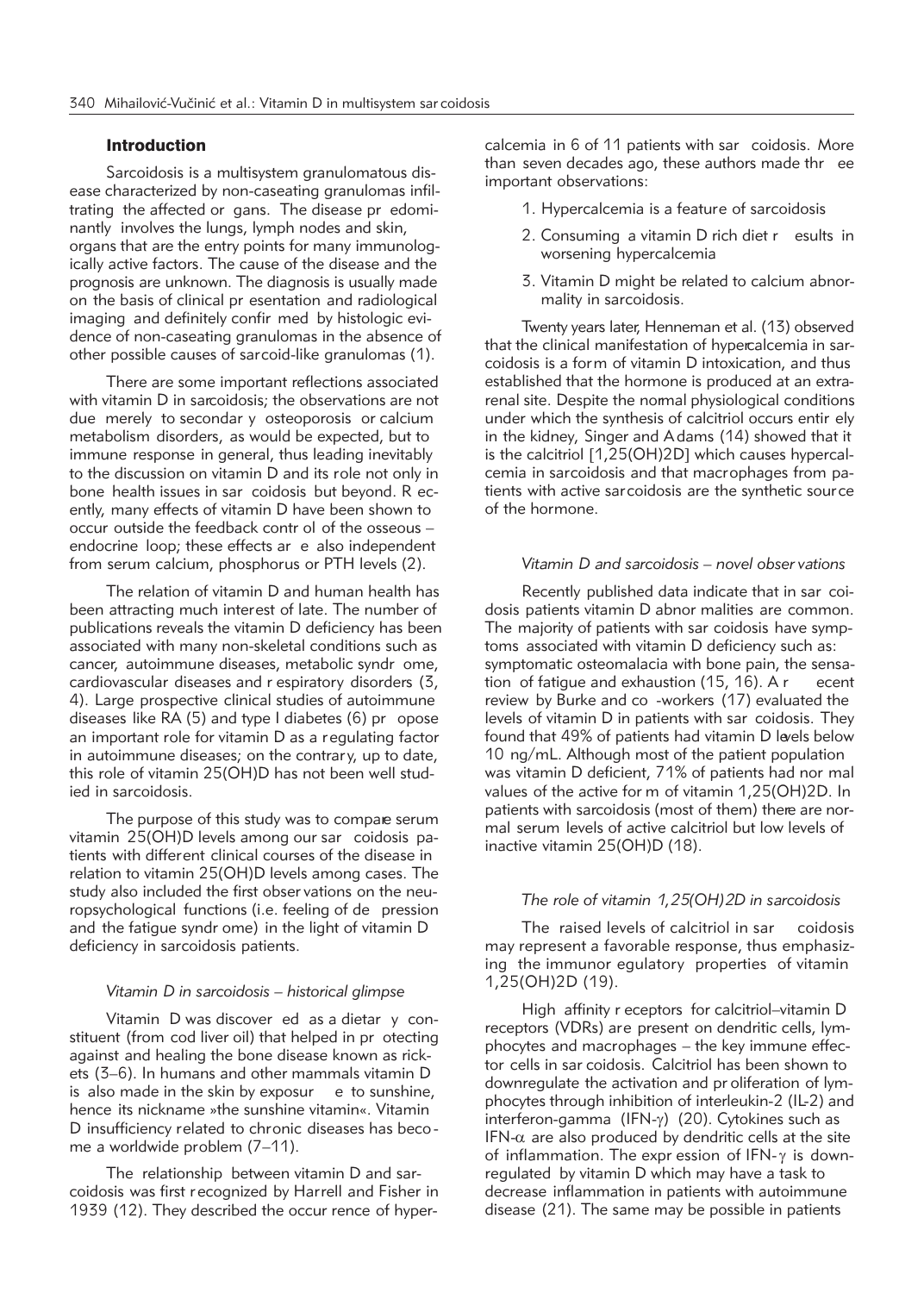## Introduction

Sarcoidosis is a multisystem granulomatous disease characterized by non-caseating granulomas infiltrating the affected organs. The disease predominantly involves the lungs, lymph nodes and skin, organs that are the entry points for many immunologically active factors. The cause of the disease and the prognosis are unknown. The diagnosis is usually made on the basis of clinical presentation and radiological imaging and definitely confirmed by histologic evidence of non-caseating granulomas in the absence of other possible causes of sarcoid-like granulomas (1).

There are some important reflections associated with vitamin D in sarcoidosis; the observations are not due merely to secondary osteoporosis or calcium metabolism disorders, as would be expected, but to immune response in general, thus leading inevitably to the discussion on vitamin D and its role not only in bone health issues in sarcoidosis but beyond. Recently, many effects of vitamin D have been shown to occur outside the feedback control of the osseous – endocrine loop; these effects are also independent from serum calcium, phosphorus or PTH levels (2).

The relation of vitamin D and human health has been attracting much interest of late. The number of publications reveals the vitamin D deficiency has been associated with many non-skeletal conditions such as cancer, autoimmune diseases, metabolic syndrome, cardiovascular diseases and respiratory disorders (3, 4). Large prospective clinical studies of autoimmune diseases like RA (5) and type I diabetes (6) propose an important role for vitamin D as a regulating factor in autoimmune diseases; on the contrary, up to date, this role of vitamin 25(OH)D has not been well studied in sarcoidosis.

The purpose of this study was to compare serum vitamin 25(OH)D levels among our sarcoidosis patients with different clinical courses of the disease in relation to vitamin 25(OH)D levels among cases. The study also included the first observations on the neuropsychological functions (i.e. feeling of depression and the fatigue syndrome) in the light of vitamin D deficiency in sarcoidosis patients.

### *Vitamin D in sarcoidosis – historical glimpse*

Vitamin D was discovered as a dietary constituent (from cod liver oil) that helped in protecting against and healing the bone disease known as rickets (3–6). In humans and other mammals vitamin D is also made in the skin by exposure to sunshine, hence its nickname »the sunshine vitamin«. Vitamin D insufficiency related to chronic diseases has become a worldwide problem (7–11).

The relationship between vitamin D and sarcoidosis was first recognized by Harrell and Fisher in 1939 (12). They described the occurrence of hypercalcemia in 6 of 11 patients with sarcoidosis. More than seven decades ago, these authors made three important observations:

1. Hypercalcemia is a feature of sarcoidosis
2. Consuming a vitamin D rich diet results in worsening hypercalcemia
3. Vitamin D might be related to calcium abnormality in sarcoidosis.

Twenty years later, Henneman et al. (13) observed that the clinical manifestation of hypercalcemia in sarcoidosis is a form of vitamin D intoxication, and thus established that the hormone is produced at an extrarenal site. Despite the normal physiological conditions under which the synthesis of calcitriol occurs entirely in the kidney, Singer and Adams (14) showed that it is the calcitriol [1,25(OH)2D] which causes hypercalcemia in sarcoidosis and that macrophages from patients with active sarcoidosis are the synthetic source of the hormone.

### *Vitamin D and sarcoidosis – novel observations*

Recently published data indicate that in sarcoidosis patients vitamin D abnormalities are common. The majority of patients with sarcoidosis have symptoms associated with vitamin D deficiency such as: symptomatic osteomalacia with bone pain, the sensation of fatigue and exhaustion (15, 16). A recent review by Burke and co-workers (17) evaluated the levels of vitamin D in patients with sarcoidosis. They found that 49% of patients had vitamin D levels below 10 ng/mL. Although most of the patient population was vitamin D deficient, 71% of patients had normal values of the active form of vitamin 1,25(OH)2D. In patients with sarcoidosis (most of them) there are normal serum levels of active calcitriol but low levels of inactive vitamin 25(OH)D (18).

### *The role of vitamin 1,25(OH)2D in sarcoidosis*

The raised levels of calcitriol in sarcoidosis may represent a favorable response, thus emphasizing the immunoregulatory properties of vitamin 1,25(OH)2D (19).

High affinity receptors for calcitriol–vitamin D receptors (VDRs) are present on dendritic cells, lymphocytes and macrophages – the key immune effector cells in sarcoidosis. Calcitriol has been shown to downregulate the activation and proliferation of lymphocytes through inhibition of interleukin-2 (IL-2) and interferon-gamma (IFN-$\gamma$) (20). Cytokines such as IFN-$\alpha$ are also produced by dendritic cells at the site of inflammation. The expression of IFN-$\gamma$ is downregulated by vitamin D which may have a task to decrease inflammation in patients with autoimmune disease (21). The same may be possible in patients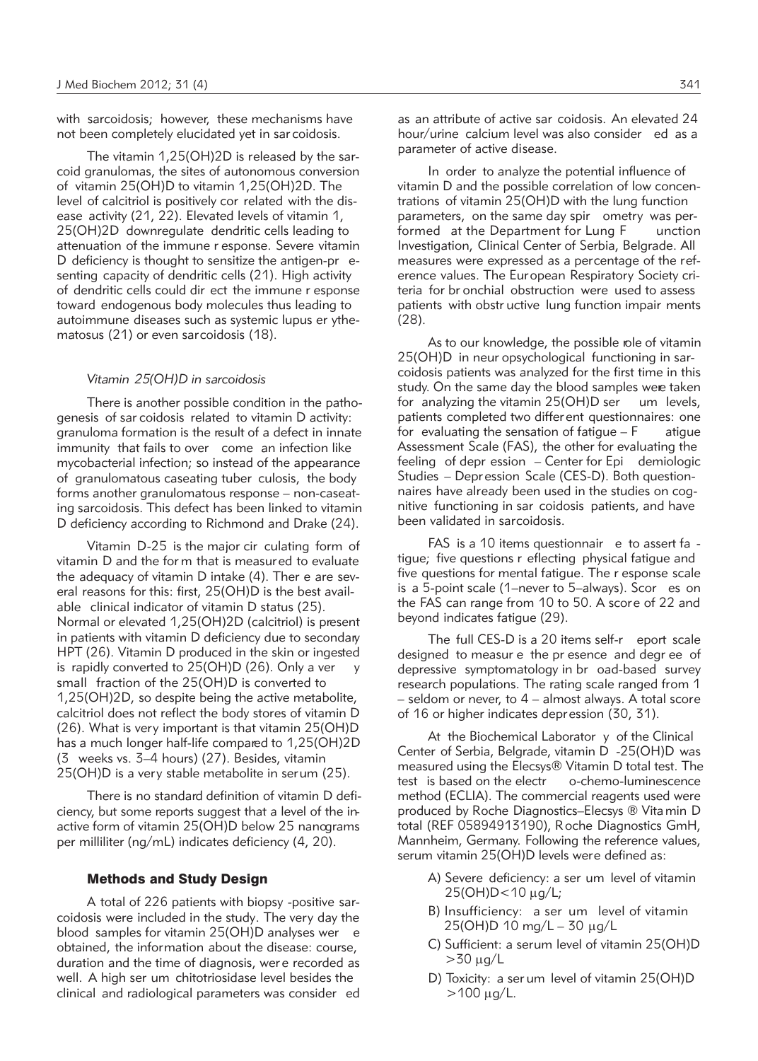with sarcoidosis; however, these mechanisms have not been completely elucidated yet in sarcoidosis.

The vitamin 1,25(OH)2D is released by the sarcoid granulomas, the sites of autonomous conversion of vitamin 25(OH)D to vitamin 1,25(OH)2D. The level of calcitriol is positively correlated with the disease activity (21, 22). Elevated levels of vitamin 1, 25(OH)2D downregulate dendritic cells leading to attenuation of the immune response. Severe vitamin D deficiency is thought to sensitize the antigen-presenting capacity of dendritic cells (21). High activity of dendritic cells could direct the immune response toward endogenous body molecules thus leading to autoimmune diseases such as systemic lupus erythematosus (21) or even sarcoidosis (18).

### *Vitamin 25(OH)D in sarcoidosis*

There is another possible condition in the pathogenesis of sarcoidosis related to vitamin D activity: granuloma formation is the result of a defect in innate immunity that fails to overcome an infection like mycobacterial infection; so instead of the appearance of granulomatous caseating tuberculosis, the body forms another granulomatous response – non-caseating sarcoidosis. This defect has been linked to vitamin D deficiency according to Richmond and Drake (24).

Vitamin D-25 is the major circulating form of vitamin D and the form that is measured to evaluate the adequacy of vitamin D intake (4). There are several reasons for this: first, 25(OH)D is the best available clinical indicator of vitamin D status (25). Normal or elevated 1,25(OH)2D (calcitriol) is present in patients with vitamin D deficiency due to secondary HPT (26). Vitamin D produced in the skin or ingested is rapidly converted to 25(OH)D (26). Only a very small fraction of the 25(OH)D is converted to 1,25(OH)2D, so despite being the active metabolite, calcitriol does not reflect the body stores of vitamin D (26). What is very important is that vitamin 25(OH)D has a much longer half-life compared to 1,25(OH)2D (3 weeks vs. 3–4 hours) (27). Besides, vitamin 25(OH)D is a very stable metabolite in serum (25).

There is no standard definition of vitamin D deficiency, but some reports suggest that a level of the inactive form of vitamin 25(OH)D below 25 nanograms per milliliter (ng/mL) indicates deficiency (4, 20).

## Methods and Study Design

A total of 226 patients with biopsy-positive sarcoidosis were included in the study. The very day the blood samples for vitamin 25(OH)D analyses were obtained, the information about the disease: course, duration and the time of diagnosis, were recorded as well. A high serum chitotriosidase level besides the clinical and radiological parameters was considered as an attribute of active sarcoidosis. An elevated 24 hour/urine calcium level was also considered as a parameter of active disease.

In order to analyze the potential influence of vitamin D and the possible correlation of low concentrations of vitamin 25(OH)D with the lung function parameters, on the same day spirometry was performed at the Department for Lung Function Investigation, Clinical Center of Serbia, Belgrade. All measures were expressed as a percentage of the reference values. The European Respiratory Society criteria for bronchial obstruction were used to assess patients with obstructive lung function impairments (28).

As to our knowledge, the possible role of vitamin 25(OH)D in neuropsychological functioning in sarcoidosis patients was analyzed for the first time in this study. On the same day the blood samples were taken for analyzing the vitamin 25(OH)D serum levels, patients completed two different questionnaires: one for evaluating the sensation of fatigue – Fatigue Assessment Scale (FAS), the other for evaluating the feeling of depression – Center for Epidemiologic Studies – Depression Scale (CES-D). Both questionnaires have already been used in the studies on cognitive functioning in sarcoidosis patients, and have been validated in sarcoidosis.

FAS is a 10 items questionnaire to assert fatigue; five questions reflecting physical fatigue and five questions for mental fatigue. The response scale is a 5-point scale (1–never to 5–always). Scores on the FAS can range from 10 to 50. A score of 22 and beyond indicates fatigue (29).

The full CES-D is a 20 items self-report scale designed to measure the presence and degree of depressive symptomatology in broad-based survey research populations. The rating scale ranged from 1 – seldom or never, to 4 – almost always. A total score of 16 or higher indicates depression (30, 31).

At the Biochemical Laboratory of the Clinical Center of Serbia, Belgrade, vitamin D-25(OH)D was measured using the Elecsys® Vitamin D total test. The test is based on the electro-chemo-luminescence method (ECLIA). The commercial reagents used were produced by Roche Diagnostics–Elecsys ® Vitamin D total (REF 05894913190), Roche Diagnostics GmH, Mannheim, Germany. Following the reference values, serum vitamin 25(OH)D levels were defined as:

A) Severe deficiency: a serum level of vitamin 25(OH)D<10 μg/L;

B) Insufficiency: a serum level of vitamin 25(OH)D 10 mg/L – 30 μg/L

C) Sufficient: a serum level of vitamin 25(OH)D >30 μg/L

D) Toxicity: a serum level of vitamin 25(OH)D >100 μg/L.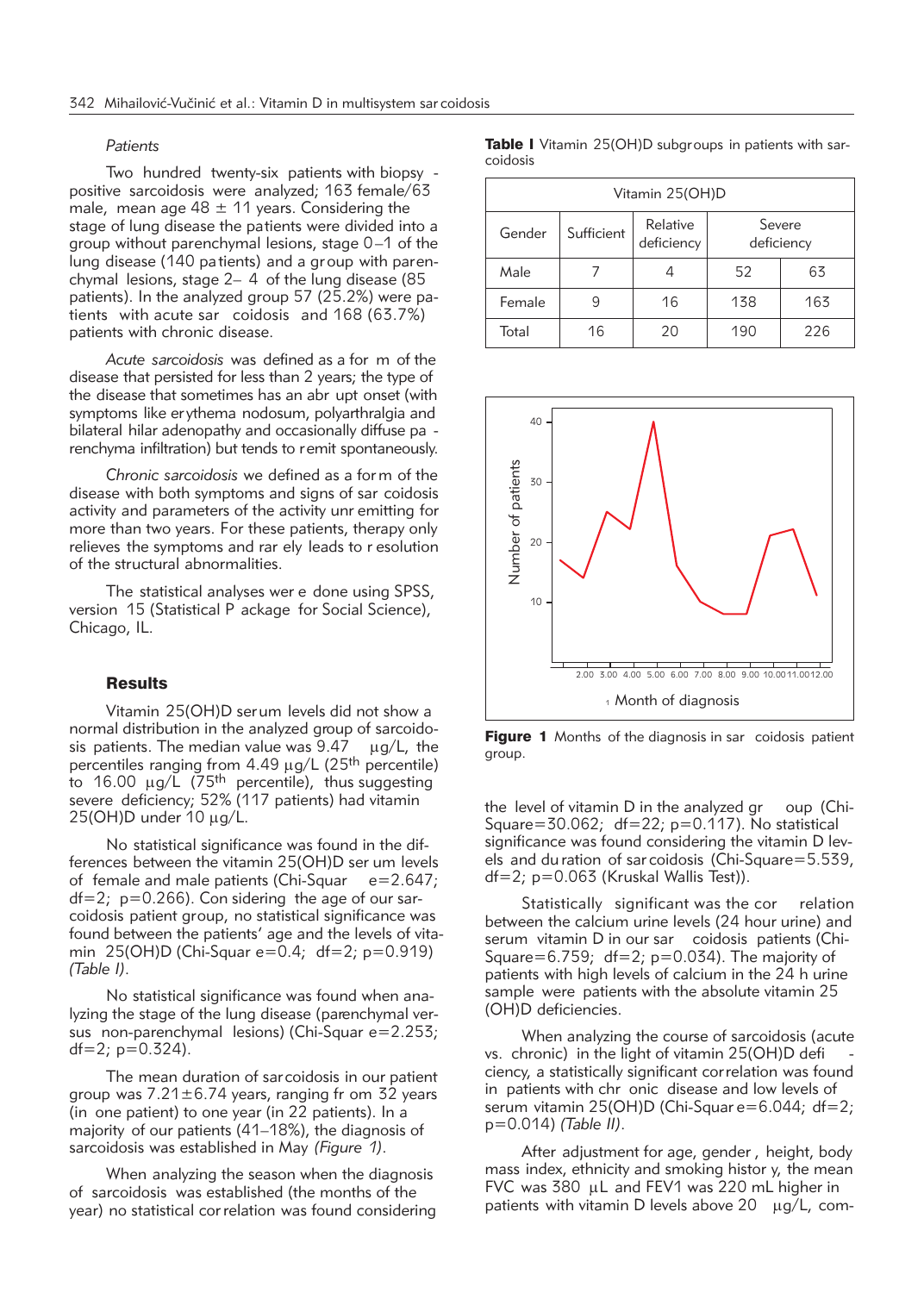### Patients

Two hundred twenty-six patients with biopsy-positive sarcoidosis were analyzed; 163 female/63 male, mean age 48 ± 11 years. Considering the stage of lung disease the patients were divided into a group without parenchymal lesions, stage 0–1 of the lung disease (140 patients) and a group with parenchymal lesions, stage 2–4 of the lung disease (85 patients). In the analyzed group 57 (25.2%) were patients with acute sarcoidosis and 168 (63.7%) patients with chronic disease.

*Acute sarcoidosis* was defined as a form of the disease that persisted for less than 2 years; the type of the disease that sometimes has an abrupt onset (with symptoms like erythema nodosum, polyarthralgia and bilateral hilar adenopathy and occasionally diffuse parenchyma infiltration) but tends to remit spontaneously.

*Chronic sarcoidosis* we defined as a form of the disease with both symptoms and signs of sarcoidosis activity and parameters of the activity unremitting for more than two years. For these patients, therapy only relieves the symptoms and rarely leads to resolution of the structural abnormalities.

The statistical analyses were done using SPSS, version 15 (Statistical Package for Social Science), Chicago, IL.

## Results

Vitamin 25(OH)D serum levels did not show a normal distribution in the analyzed group of sarcoidosis patients. The median value was 9.47 µg/L, the percentiles ranging from 4.49 µg/L (25th percentile) to 16.00 µg/L (75th percentile), thus suggesting severe deficiency; 52% (117 patients) had vitamin 25(OH)D under 10 µg/L.

No statistical significance was found in the differences between the vitamin 25(OH)D serum levels of female and male patients (Chi-Square=2.647; df=2; p=0.266). Considering the age of our sarcoidosis patient group, no statistical significance was found between the patients' age and the levels of vitamin 25(OH)D (Chi-Square=0.4; df=2; p=0.919) *(Table I)*.

No statistical significance was found when analyzing the stage of the lung disease (parenchymal versus non-parenchymal lesions) (Chi-Square=2.253; df=2; p=0.324).

The mean duration of sarcoidosis in our patient group was 7.21±6.74 years, ranging from 32 years (in one patient) to one year (in 22 patients). In a majority of our patients (41–18%), the diagnosis of sarcoidosis was established in May *(Figure 1)*.

When analyzing the season when the diagnosis of sarcoidosis was established (the months of the year) no statistical correlation was found considering the level of vitamin D in the analyzed group (Chi-Square=30.062; df=22; p=0.117). No statistical significance was found considering the vitamin D levels and duration of sarcoidosis (Chi-Square=5.539, df=2; p=0.063 (Kruskal Wallis Test)).

Statistically significant was the correlation between the calcium urine levels (24 hour urine) and serum vitamin D in our sarcoidosis patients (Chi-Square=6.759; df=2; p=0.034). The majority of patients with high levels of calcium in the 24 h urine sample were patients with the absolute vitamin 25 (OH)D deficiencies.

When analyzing the course of sarcoidosis (acute vs. chronic) in the light of vitamin 25(OH)D deficiency, a statistically significant correlation was found in patients with chronic disease and low levels of serum vitamin 25(OH)D (Chi-Square=6.044; df=2; p=0.014) *(Table II)*.

After adjustment for age, gender, height, body mass index, ethnicity and smoking history, the mean FVC was 380 µL and FEV1 was 220 mL higher in patients with vitamin D levels above 20 µg/L, com-

**Table I** Vitamin 25(OH)D subgroups in patients with sarcoidosis

| Vitamin 25(OH)D | | | | |
|---|---|---|---|---|
| Gender | Sufficient | Relative deficiency | Severe deficiency | |
| Male | 7 | 4 | 52 | 63 |
| Female | 9 | 16 | 138 | 163 |
| Total | 16 | 20 | 190 | 226 |

**Figure 1** Months of the diagnosis in sarcoidosis patient group.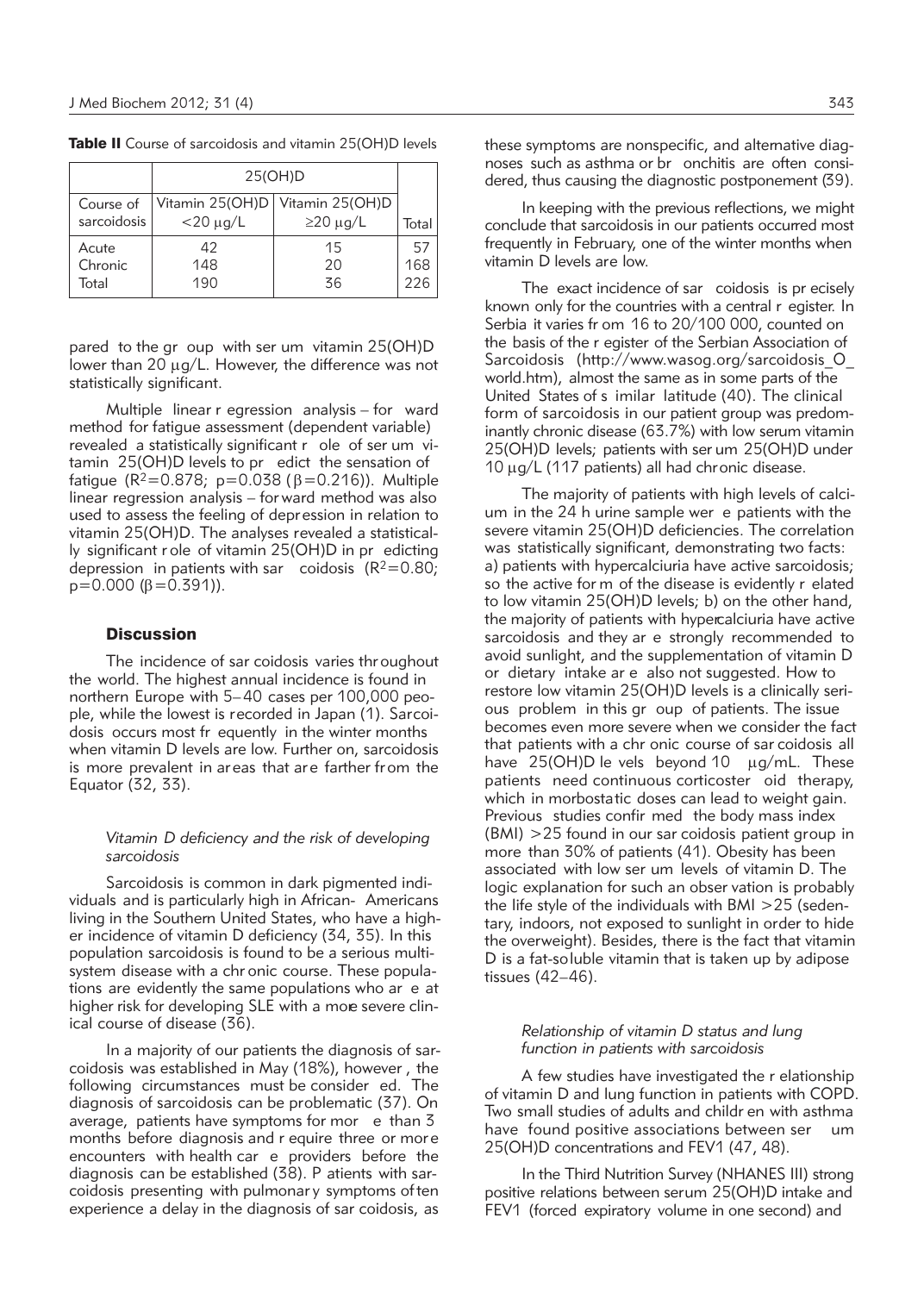**Table II** Course of sarcoidosis and vitamin 25(OH)D levels

| | 25(OH)D | | |
|---|---|---|---|
| Course of sarcoidosis | Vitamin 25(OH)D <20 μg/L | Vitamin 25(OH)D ≥20 μg/L | Total |
| Acute | 42 | 15 | 57 |
| Chronic | 148 | 20 | 168 |
| Total | 190 | 36 | 226 |

pared to the group with serum vitamin 25(OH)D lower than 20 μg/L. However, the difference was not statistically significant.

Multiple linear regression analysis – forward method for fatigue assessment (dependent variable) revealed a statistically significant role of serum vitamin 25(OH)D levels to predict the sensation of fatigue ($R^2=0.878$; $p=0.038$ ($\beta=0.216$)). Multiple linear regression analysis – forward method was also used to assess the feeling of depression in relation to vitamin 25(OH)D. The analyses revealed a statistically significant role of vitamin 25(OH)D in predicting depression in patients with sarcoidosis ($R^2=0.80$; $p=0.000$ ($\beta=0.391$)).

## Discussion

The incidence of sarcoidosis varies throughout the world. The highest annual incidence is found in northern Europe with 5–40 cases per 100,000 people, while the lowest is recorded in Japan (1). Sarcoidosis occurs most frequently in the winter months when vitamin D levels are low. Further on, sarcoidosis is more prevalent in areas that are farther from the Equator (32, 33).

### *Vitamin D deficiency and the risk of developing sarcoidosis*

Sarcoidosis is common in dark pigmented individuals and is particularly high in African- Americans living in the Southern United States, who have a higher incidence of vitamin D deficiency (34, 35). In this population sarcoidosis is found to be a serious multisystem disease with a chronic course. These populations are evidently the same populations who are at higher risk for developing SLE with a more severe clinical course of disease (36).

In a majority of our patients the diagnosis of sarcoidosis was established in May (18%), however , the following circumstances must be considered. The diagnosis of sarcoidosis can be problematic (37). On average, patients have symptoms for more than 3 months before diagnosis and require three or more encounters with health care providers before the diagnosis can be established (38). Patients with sarcoidosis presenting with pulmonary symptoms often experience a delay in the diagnosis of sarcoidosis, as these symptoms are nonspecific, and alternative diagnoses such as asthma or bronchitis are often considered, thus causing the diagnostic postponement (39).

In keeping with the previous reflections, we might conclude that sarcoidosis in our patients occurred most frequently in February, one of the winter months when vitamin D levels are low.

The exact incidence of sarcoidosis is precisely known only for the countries with a central register. In Serbia it varies from 16 to 20/100 000, counted on the basis of the register of the Serbian Association of Sarcoidosis (http://www.wasog.org/sarcoidosis_O_world.htm), almost the same as in some parts of the United States of similar latitude (40). The clinical form of sarcoidosis in our patient group was predominantly chronic disease (63.7%) with low serum vitamin 25(OH)D levels; patients with serum 25(OH)D under 10 μg/L (117 patients) all had chronic disease.

The majority of patients with high levels of calcium in the 24 h urine sample were patients with the severe vitamin 25(OH)D deficiencies. The correlation was statistically significant, demonstrating two facts: a) patients with hypercalciuria have active sarcoidosis; so the active form of the disease is evidently related to low vitamin 25(OH)D levels; b) on the other hand, the majority of patients with hypercalciuria have active sarcoidosis and they are strongly recommended to avoid sunlight, and the supplementation of vitamin D or dietary intake are also not suggested. How to restore low vitamin 25(OH)D levels is a clinically serious problem in this group of patients. The issue becomes even more severe when we consider the fact that patients with a chronic course of sarcoidosis all have 25(OH)D levels beyond 10 μg/mL. These patients need continuous corticosteroid therapy, which in morbostatic doses can lead to weight gain. Previous studies confirmed the body mass index (BMI) >25 found in our sarcoidosis patient group in more than 30% of patients (41). Obesity has been associated with low serum levels of vitamin D. The logic explanation for such an observation is probably the life style of the individuals with BMI >25 (sedentary, indoors, not exposed to sunlight in order to hide the overweight). Besides, there is the fact that vitamin D is a fat-soluble vitamin that is taken up by adipose tissues (42–46).

### *Relationship of vitamin D status and lung function in patients with sarcoidosis*

A few studies have investigated the relationship of vitamin D and lung function in patients with COPD. Two small studies of adults and children with asthma have found positive associations between serum 25(OH)D concentrations and FEV1 (47, 48).

In the Third Nutrition Survey (NHANES III) strong positive relations between serum 25(OH)D intake and FEV1 (forced expiratory volume in one second) and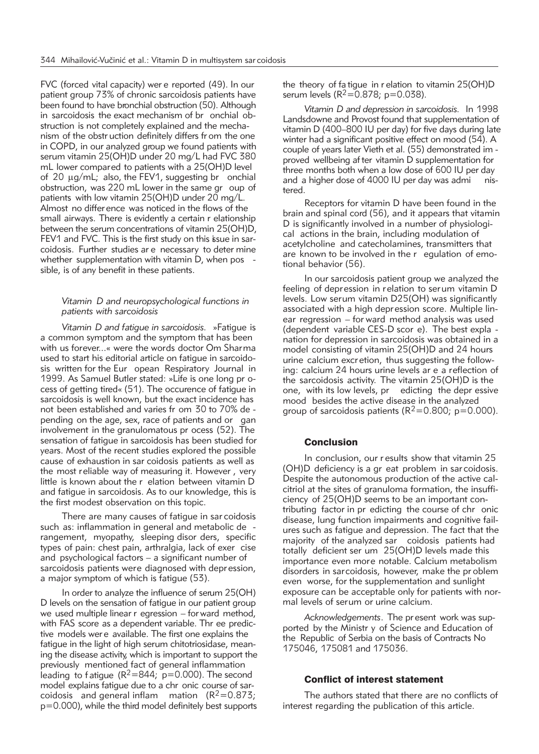FVC (forced vital capacity) were reported (49). In our patient group 73% of chronic sarcoidosis patients have been found to have bronchial obstruction (50). Although in sarcoidosis the exact mechanism of bronchial obstruction is not completely explained and the mechanism of the obstruction definitely differs from the one in COPD, in our analyzed group we found patients with serum vitamin 25(OH)D under 20 mg/L had FVC 380 mL lower compared to patients with a 25(OH)D level of 20 μg/mL; also, the FEV1, suggesting bronchial obstruction, was 220 mL lower in the same group of patients with low vitamin 25(OH)D under 20 mg/L. Almost no difference was noticed in the flows of the small airways. There is evidently a certain relationship between the serum concentrations of vitamin 25(OH)D, FEV1 and FVC. This is the first study on this issue in sarcoidosis. Further studies are necessary to determine whether supplementation with vitamin D, when possible, is of any benefit in these patients.

### *Vitamin D and neuropsychological functions in patients with sarcoidosis*

*Vitamin D and fatigue in sarcoidosis.* »Fatigue is a common symptom and the symptom that has been with us forever...« were the words doctor Om Sharma used to start his editorial article on fatigue in sarcoidosis written for the European Respiratory Journal in 1999. As Samuel Butler stated: »Life is one long process of getting tired« (51). The occurence of fatigue in sarcoidosis is well known, but the exact incidence has not been established and varies from 30 to 70% depending on the age, sex, race of patients and organ involvement in the granulomatous process (52). The sensation of fatigue in sarcoidosis has been studied for years. Most of the recent studies explored the possible cause of exhaustion in sarcoidosis patients as well as the most reliable way of measuring it. However, very little is known about the relation between vitamin D and fatigue in sarcoidosis. As to our knowledge, this is the first modest observation on this topic.

There are many causes of fatigue in sarcoidosis such as: inflammation in general and metabolic derangement, myopathy, sleeping disorders, specific types of pain: chest pain, arthralgia, lack of exercise and psychological factors – a significant number of sarcoidosis patients were diagnosed with depression, a major symptom of which is fatigue (53).

In order to analyze the influence of serum 25(OH)D levels on the sensation of fatigue in our patient group we used multiple linear regression – forward method, with FAS score as a dependent variable. Three predictive models were available. The first one explains the fatigue in the light of high serum chitotriosidase, meaning the disease activity, which is important to support the previously mentioned fact of general inflammation leading to fatigue ($R^2$=844; p=0.000). The second model explains fatigue due to a chronic course of sarcoidosis and general inflammation ($R^2$=0.873; p=0.000), while the third model definitely best supports the theory of fatigue in relation to vitamin 25(OH)D serum levels ($R^2$=0.878; p=0.038).

*Vitamin D and depression in sarcoidosis.* In 1998 Landsdowne and Provost found that supplementation of vitamin D (400–800 IU per day) for five days during late winter had a significant positive effect on mood (54). A couple of years later Vieth et al. (55) demonstrated improved wellbeing after vitamin D supplementation for three months both when a low dose of 600 IU per day and a higher dose of 4000 IU per day was administered.

Receptors for vitamin D have been found in the brain and spinal cord (56), and it appears that vitamin D is significantly involved in a number of physiological actions in the brain, including modulation of acetylcholine and catecholamines, transmitters that are known to be involved in the regulation of emotional behavior (56).

In our sarcoidosis patient group we analyzed the feeling of depression in relation to serum vitamin D levels. Low serum vitamin D25(OH) was significantly associated with a high depression score. Multiple linear regression – forward method analysis was used (dependent variable CES-D score). The best explanation for depression in sarcoidosis was obtained in a model consisting of vitamin 25(OH)D and 24 hours urine calcium excretion, thus suggesting the following: calcium 24 hours urine levels are a reflection of the sarcoidosis activity. The vitamin 25(OH)D is the one, with its low levels, predicting the depressive mood besides the active disease in the analyzed group of sarcoidosis patients ($R^2$=0.800; p=0.000).

## Conclusion

In conclusion, our results show that vitamin 25(OH)D deficiency is a great problem in sarcoidosis. Despite the autonomous production of the active calcitriol at the sites of granuloma formation, the insufficiency of 25(OH)D seems to be an important contributing factor in predicting the course of chronic disease, lung function impairments and cognitive failures such as fatigue and depression. The fact that the majority of the analyzed sarcoidosis patients had totally deficient serum 25(OH)D levels made this importance even more notable. Calcium metabolism disorders in sarcoidosis, however, make the problem even worse, for the supplementation and sunlight exposure can be acceptable only for patients with normal levels of serum or urine calcium.

*Acknowledgements*. The present work was supported by the Ministry of Science and Education of the Republic of Serbia on the basis of Contracts No 175046, 175081 and 175036.

## Conflict of interest statement

The authors stated that there are no conflicts of interest regarding the publication of this article.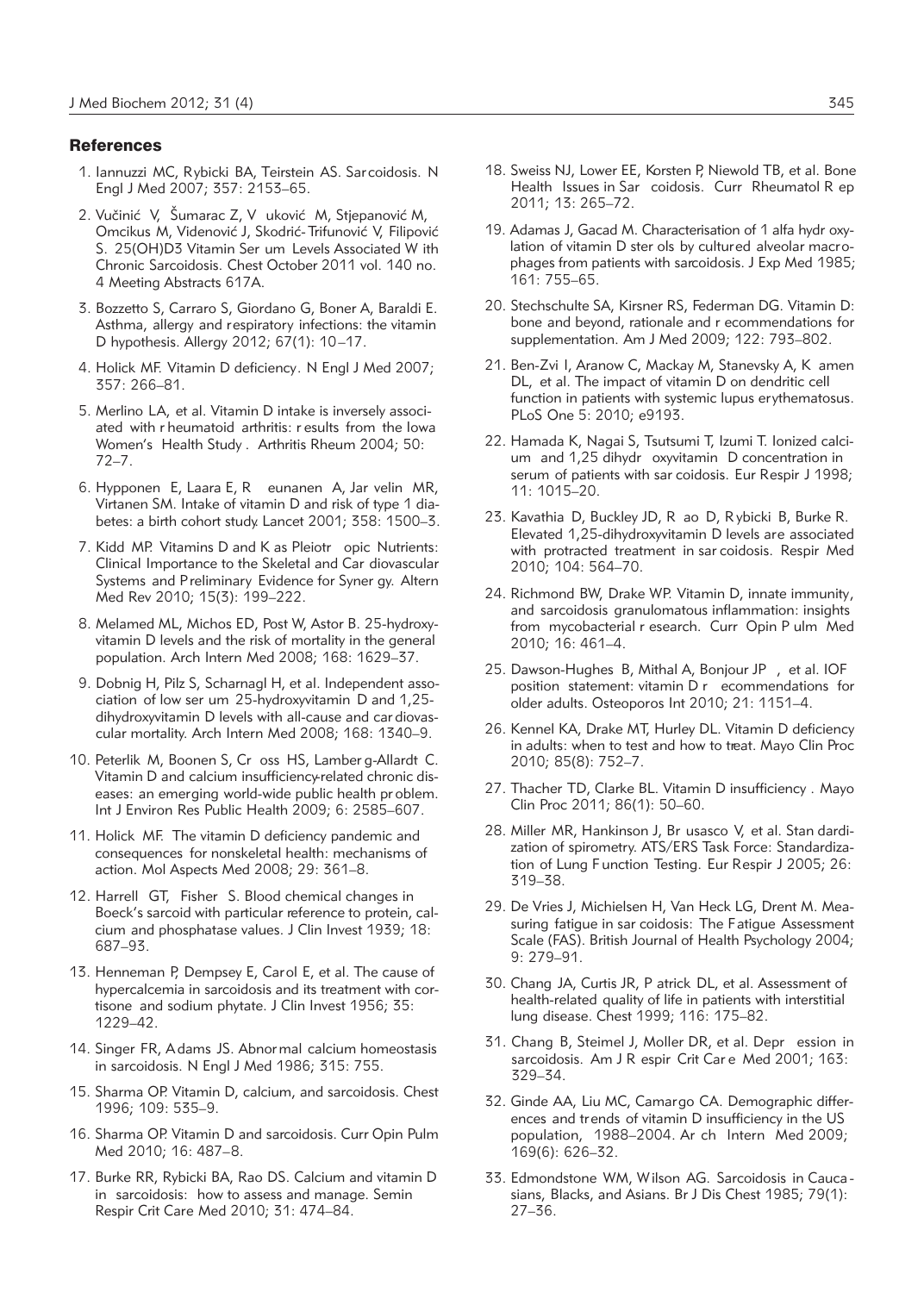## References

1. Iannuzzi MC, Rybicki BA, Teirstein AS. Sarcoidosis. N Engl J Med 2007; 357: 2153–65.
2. Vučinić V, Šumarac Z, Vuković M, Stjepanović M, Omcikus M, Videnović J, Skodrić-Trifunović V, Filipović S. 25(OH)D3 Vitamin Serum Levels Associated With Chronic Sarcoidosis. Chest October 2011 vol. 140 no. 4 Meeting Abstracts 617A.
3. Bozzetto S, Carraro S, Giordano G, Boner A, Baraldi E. Asthma, allergy and respiratory infections: the vitamin D hypothesis. Allergy 2012; 67(1): 10–17.
4. Holick MF. Vitamin D deficiency. N Engl J Med 2007; 357: 266–81.
5. Merlino LA, et al. Vitamin D intake is inversely associated with rheumatoid arthritis: results from the Iowa Women's Health Study. Arthritis Rheum 2004; 50: 72–7.
6. Hypponen E, Laara E, Reunanen A, Jarvelin MR, Virtanen SM. Intake of vitamin D and risk of type 1 diabetes: a birth cohort study. Lancet 2001; 358: 1500–3.
7. Kidd MP. Vitamins D and K as Pleiotropic Nutrients: Clinical Importance to the Skeletal and Cardiovascular Systems and Preliminary Evidence for Synergy. Altern Med Rev 2010; 15(3): 199–222.
8. Melamed ML, Michos ED, Post W, Astor B. 25-hydroxyvitamin D levels and the risk of mortality in the general population. Arch Intern Med 2008; 168: 1629–37.
9. Dobnig H, Pilz S, Scharnagl H, et al. Independent association of low serum 25-hydroxyvitamin D and 1,25-dihydroxyvitamin D levels with all-cause and cardiovascular mortality. Arch Intern Med 2008; 168: 1340–9.
10. Peterlik M, Boonen S, Cross HS, Lamberg-Allardt C. Vitamin D and calcium insufficiency-related chronic diseases: an emerging world-wide public health problem. Int J Environ Res Public Health 2009; 6: 2585–607.
11. Holick MF. The vitamin D deficiency pandemic and consequences for nonskeletal health: mechanisms of action. Mol Aspects Med 2008; 29: 361–8.
12. Harrell GT, Fisher S. Blood chemical changes in Boeck's sarcoid with particular reference to protein, calcium and phosphatase values. J Clin Invest 1939; 18: 687–93.
13. Henneman P, Dempsey E, Carol E, et al. The cause of hypercalcemia in sarcoidosis and its treatment with cortisone and sodium phytate. J Clin Invest 1956; 35: 1229–42.
14. Singer FR, Adams JS. Abnormal calcium homeostasis in sarcoidosis. N Engl J Med 1986; 315: 755.
15. Sharma OP. Vitamin D, calcium, and sarcoidosis. Chest 1996; 109: 535–9.
16. Sharma OP. Vitamin D and sarcoidosis. Curr Opin Pulm Med 2010; 16: 487–8.
17. Burke RR, Rybicki BA, Rao DS. Calcium and vitamin D in sarcoidosis: how to assess and manage. Semin Respir Crit Care Med 2010; 31: 474–84.
18. Sweiss NJ, Lower EE, Korsten P, Niewold TB, et al. Bone Health Issues in Sarcoidosis. Curr Rheumatol Rep 2011; 13: 265–72.
19. Adamas J, Gacad M. Characterisation of 1 alfa hydroxylation of vitamin D sterols by cultured alveolar macrophages from patients with sarcoidosis. J Exp Med 1985; 161: 755–65.
20. Stechschulte SA, Kirsner RS, Federman DG. Vitamin D: bone and beyond, rationale and recommendations for supplementation. Am J Med 2009; 122: 793–802.
21. Ben-Zvi I, Aranow C, Mackay M, Stanevsky A, Kamen DL, et al. The impact of vitamin D on dendritic cell function in patients with systemic lupus erythematosus. PLoS One 5: 2010; e9193.
22. Hamada K, Nagai S, Tsutsumi T, Izumi T. Ionized calcium and 1,25 dihydroxyvitamin D concentration in serum of patients with sarcoidosis. Eur Respir J 1998; 11: 1015–20.
23. Kavathia D, Buckley JD, Rao D, Rybicki B, Burke R. Elevated 1,25-dihydroxyvitamin D levels are associated with protracted treatment in sarcoidosis. Respir Med 2010; 104: 564–70.
24. Richmond BW, Drake WP. Vitamin D, innate immunity, and sarcoidosis granulomatous inflammation: insights from mycobacterial research. Curr Opin Pulm Med 2010; 16: 461–4.
25. Dawson-Hughes B, Mithal A, Bonjour JP, et al. IOF position statement: vitamin D recommendations for older adults. Osteoporos Int 2010; 21: 1151–4.
26. Kennel KA, Drake MT, Hurley DL. Vitamin D deficiency in adults: when to test and how to treat. Mayo Clin Proc 2010; 85(8): 752–7.
27. Thacher TD, Clarke BL. Vitamin D insufficiency. Mayo Clin Proc 2011; 86(1): 50–60.
28. Miller MR, Hankinson J, Brusasco V, et al. Standardization of spirometry. ATS/ERS Task Force: Standardization of Lung Function Testing. Eur Respir J 2005; 26: 319–38.
29. De Vries J, Michielsen H, Van Heck LG, Drent M. Measuring fatigue in sarcoidosis: The Fatigue Assessment Scale (FAS). British Journal of Health Psychology 2004; 9: 279–91.
30. Chang JA, Curtis JR, Patrick DL, et al. Assessment of health-related quality of life in patients with interstitial lung disease. Chest 1999; 116: 175–82.
31. Chang B, Steimel J, Moller DR, et al. Depression in sarcoidosis. Am J Respir Crit Care Med 2001; 163: 329–34.
32. Ginde AA, Liu MC, Camargo CA. Demographic differences and trends of vitamin D insufficiency in the US population, 1988–2004. Arch Intern Med 2009; 169(6): 626–32.
33. Edmondstone WM, Wilson AG. Sarcoidosis in Caucasians, Blacks, and Asians. Br J Dis Chest 1985; 79(1): 27–36.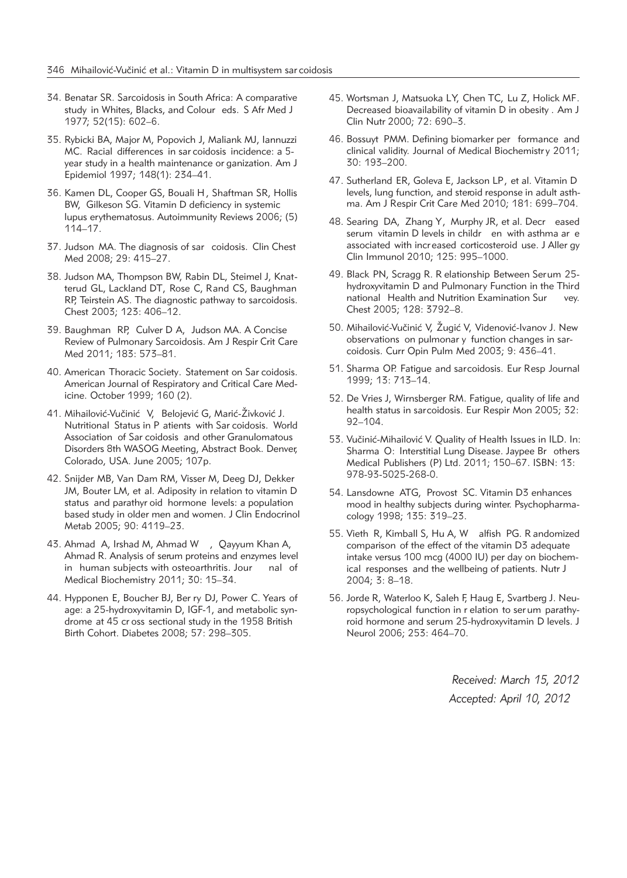34. Benatar SR. Sarcoidosis in South Africa: A comparative study in Whites, Blacks, and Colour eds. S Afr Med J 1977; 52(15): 602–6.

35. Rybicki BA, Major M, Popovich J, Maliank MJ, Iannuzzi MC. Racial differences in sar coidosis incidence: a 5-year study in a health maintenance or ganization. Am J Epidemiol 1997; 148(1): 234–41.

36. Kamen DL, Cooper GS, Bouali H, Shaftman SR, Hollis BW, Gilkeson SG. Vitamin D deficiency in systemic lupus erythematosus. Autoimmunity Reviews 2006; (5) 114–17.

37. Judson MA. The diagnosis of sar coidosis. Clin Chest Med 2008; 29: 415–27.

38. Judson MA, Thompson BW, Rabin DL, Steimel J, Knatterud GL, Lackland DT, Rose C, Rand CS, Baughman RP, Teirstein AS. The diagnostic pathway to sarcoidosis. Chest 2003; 123: 406–12.

39. Baughman RP, Culver D A, Judson MA. A Concise Review of Pulmonary Sarcoidosis. Am J Respir Crit Care Med 2011; 183: 573–81.

40. American Thoracic Society. Statement on Sar coidosis. American Journal of Respiratory and Critical Care Medicine. October 1999; 160 (2).

41. Mihailović-Vučinić V, Belojević G, Marić-Živković J. Nutritional Status in P atients with Sar coidosis. World Association of Sar coidosis and other Granulomatous Disorders 8th WASOG Meeting, Abstract Book. Denver, Colorado, USA. June 2005; 107p.

42. Snijder MB, Van Dam RM, Visser M, Deeg DJ, Dekker JM, Bouter LM, et al. Adiposity in relation to vitamin D status and parathyr oid hormone levels: a population based study in older men and women. J Clin Endocrinol Metab 2005; 90: 4119–23.

43. Ahmad A, Irshad M, Ahmad W , Qayyum Khan A, Ahmad R. Analysis of serum proteins and enzymes level in human subjects with osteoarthritis. Jour nal of Medical Biochemistry 2011; 30: 15–34.

44. Hypponen E, Boucher BJ, Ber ry DJ, Power C. Years of age: a 25-hydroxyvitamin D, IGF-1, and metabolic syndrome at 45 cr oss sectional study in the 1958 British Birth Cohort. Diabetes 2008; 57: 298–305.

45. Wortsman J, Matsuoka LY, Chen TC, Lu Z, Holick MF. Decreased bioavailability of vitamin D in obesity . Am J Clin Nutr 2000; 72: 690–3.

46. Bossuyt PMM. Defining biomarker per formance and clinical validity. Journal of Medical Biochemistr y 2011; 30: 193–200.

47. Sutherland ER, Goleva E, Jackson LP, et al. Vitamin D levels, lung function, and steroid response in adult asthma. Am J Respir Crit Care Med 2010; 181: 699–704.

48. Searing DA, Zhang Y, Murphy JR, et al. Decr eased serum vitamin D levels in childr en with asthma ar e associated with incr eased corticosteroid use. J Aller gy Clin Immunol 2010; 125: 995–1000.

49. Black PN, Scragg R. R elationship Between Ser um 25-hydroxyvitamin D and Pulmonary Function in the Third national Health and Nutrition Examination Sur vey. Chest 2005; 128: 3792–8.

50. Mihailović-Vučinić V, Žugić V, Videnović-Ivanov J. New observations on pulmonar y function changes in sarcoidosis. Curr Opin Pulm Med 2003; 9: 436–41.

51. Sharma OP. Fatigue and sarcoidosis. Eur Resp Journal 1999; 13: 713–14.

52. De Vries J, Wirnsberger RM. Fatigue, quality of life and health status in sarcoidosis. Eur Respir Mon 2005; 32: 92–104.

53. Vučinić-Mihailović V. Quality of Health Issues in ILD. In: Sharma O: Interstitial Lung Disease. Jaypee Br others Medical Publishers (P) Ltd. 2011; 150–67. ISBN: 13: 978-93-5025-268-0.

54. Lansdowne ATG, Provost SC. Vitamin D3 enhances mood in healthy subjects during winter. Psychopharmacology 1998; 135: 319–23.

55. Vieth R, Kimball S, Hu A, W alfish PG. R andomized comparison of the effect of the vitamin D3 adequate intake versus 100 mcg (4000 IU) per day on biochemical responses and the wellbeing of patients. Nutr J 2004; 3: 8–18.

56. Jorde R, Waterloo K, Saleh F, Haug E, Svartberg J. Neuropsychological function in r elation to ser um parathyroid hormone and serum 25-hydroxyvitamin D levels. J Neurol 2006; 253: 464–70.

*Received: March 15, 2012*
*Accepted: April 10, 2012*